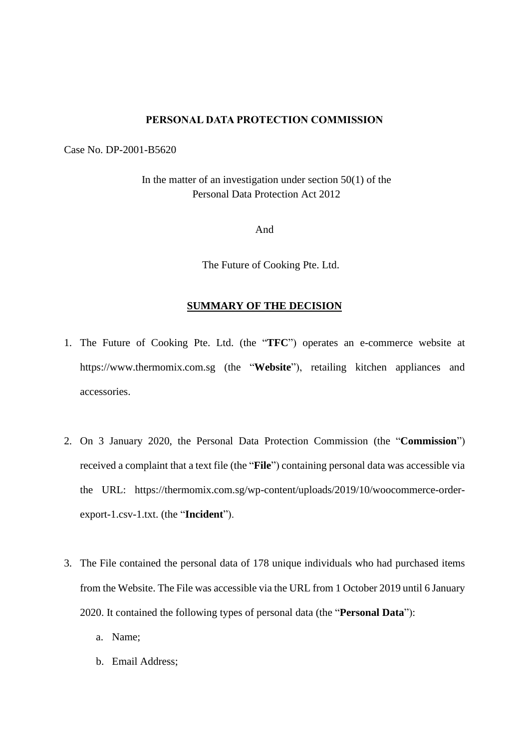**PERSONAL DATA PROTECTION COMMISSION**

Case No. DP-2001-B5620

In the matter of an investigation under section 50(1) of the
Personal Data Protection Act 2012

And

The Future of Cooking Pte. Ltd.

**SUMMARY OF THE DECISION**

1. The Future of Cooking Pte. Ltd. (the "**TFC**") operates an e-commerce website at https://www.thermomix.com.sg (the "**Website**"), retailing kitchen appliances and accessories.

2. On 3 January 2020, the Personal Data Protection Commission (the "**Commission**") received a complaint that a text file (the "**File**") containing personal data was accessible via the URL: https://thermomix.com.sg/wp-content/uploads/2019/10/woocommerce-order-export-1.csv-1.txt. (the "**Incident**").

3. The File contained the personal data of 178 unique individuals who had purchased items from the Website. The File was accessible via the URL from 1 October 2019 until 6 January 2020. It contained the following types of personal data (the "**Personal Data**"):

    a. Name;

    b. Email Address;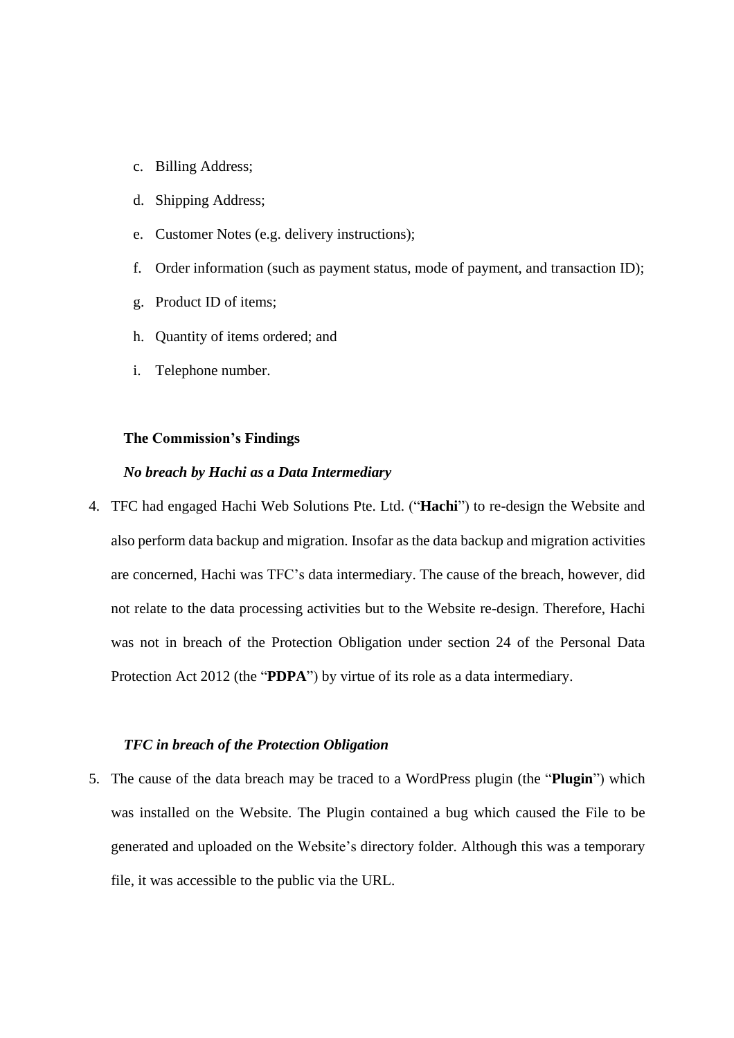c. Billing Address;

d. Shipping Address;

e. Customer Notes (e.g. delivery instructions);

f. Order information (such as payment status, mode of payment, and transaction ID);

g. Product ID of items;

h. Quantity of items ordered; and

i. Telephone number.

**The Commission's Findings**

***No breach by Hachi as a Data Intermediary***

4. TFC had engaged Hachi Web Solutions Pte. Ltd. ("**Hachi**") to re-design the Website and also perform data backup and migration. Insofar as the data backup and migration activities are concerned, Hachi was TFC's data intermediary. The cause of the breach, however, did not relate to the data processing activities but to the Website re-design. Therefore, Hachi was not in breach of the Protection Obligation under section 24 of the Personal Data Protection Act 2012 (the "**PDPA**") by virtue of its role as a data intermediary.

***TFC in breach of the Protection Obligation***

5. The cause of the data breach may be traced to a WordPress plugin (the "**Plugin**") which was installed on the Website. The Plugin contained a bug which caused the File to be generated and uploaded on the Website's directory folder. Although this was a temporary file, it was accessible to the public via the URL.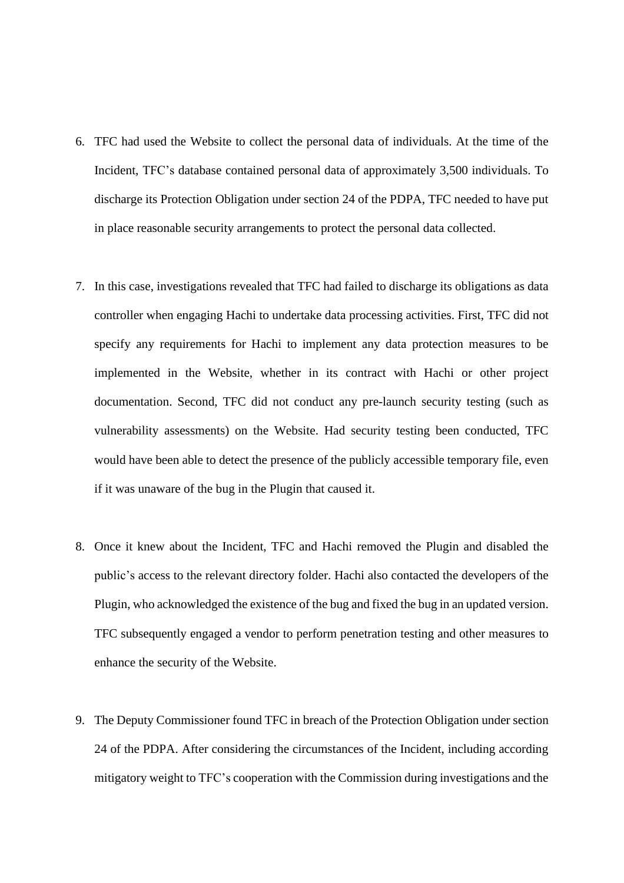6. TFC had used the Website to collect the personal data of individuals. At the time of the Incident, TFC's database contained personal data of approximately 3,500 individuals. To discharge its Protection Obligation under section 24 of the PDPA, TFC needed to have put in place reasonable security arrangements to protect the personal data collected.

7. In this case, investigations revealed that TFC had failed to discharge its obligations as data controller when engaging Hachi to undertake data processing activities. First, TFC did not specify any requirements for Hachi to implement any data protection measures to be implemented in the Website, whether in its contract with Hachi or other project documentation. Second, TFC did not conduct any pre-launch security testing (such as vulnerability assessments) on the Website. Had security testing been conducted, TFC would have been able to detect the presence of the publicly accessible temporary file, even if it was unaware of the bug in the Plugin that caused it.

8. Once it knew about the Incident, TFC and Hachi removed the Plugin and disabled the public's access to the relevant directory folder. Hachi also contacted the developers of the Plugin, who acknowledged the existence of the bug and fixed the bug in an updated version. TFC subsequently engaged a vendor to perform penetration testing and other measures to enhance the security of the Website.

9. The Deputy Commissioner found TFC in breach of the Protection Obligation under section 24 of the PDPA. After considering the circumstances of the Incident, including according mitigatory weight to TFC's cooperation with the Commission during investigations and the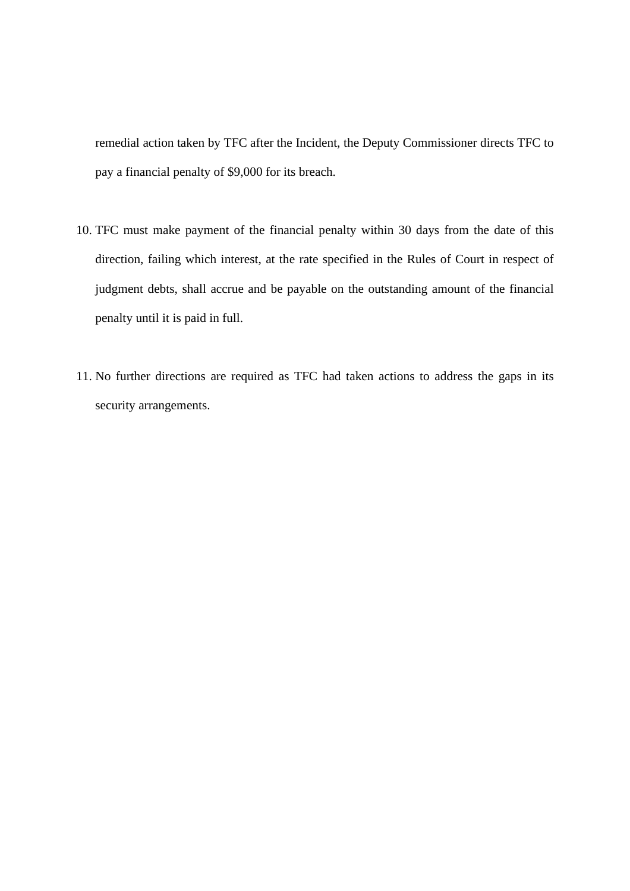remedial action taken by TFC after the Incident, the Deputy Commissioner directs TFC to pay a financial penalty of $9,000 for its breach.

10. TFC must make payment of the financial penalty within 30 days from the date of this direction, failing which interest, at the rate specified in the Rules of Court in respect of judgment debts, shall accrue and be payable on the outstanding amount of the financial penalty until it is paid in full.

11. No further directions are required as TFC had taken actions to address the gaps in its security arrangements.